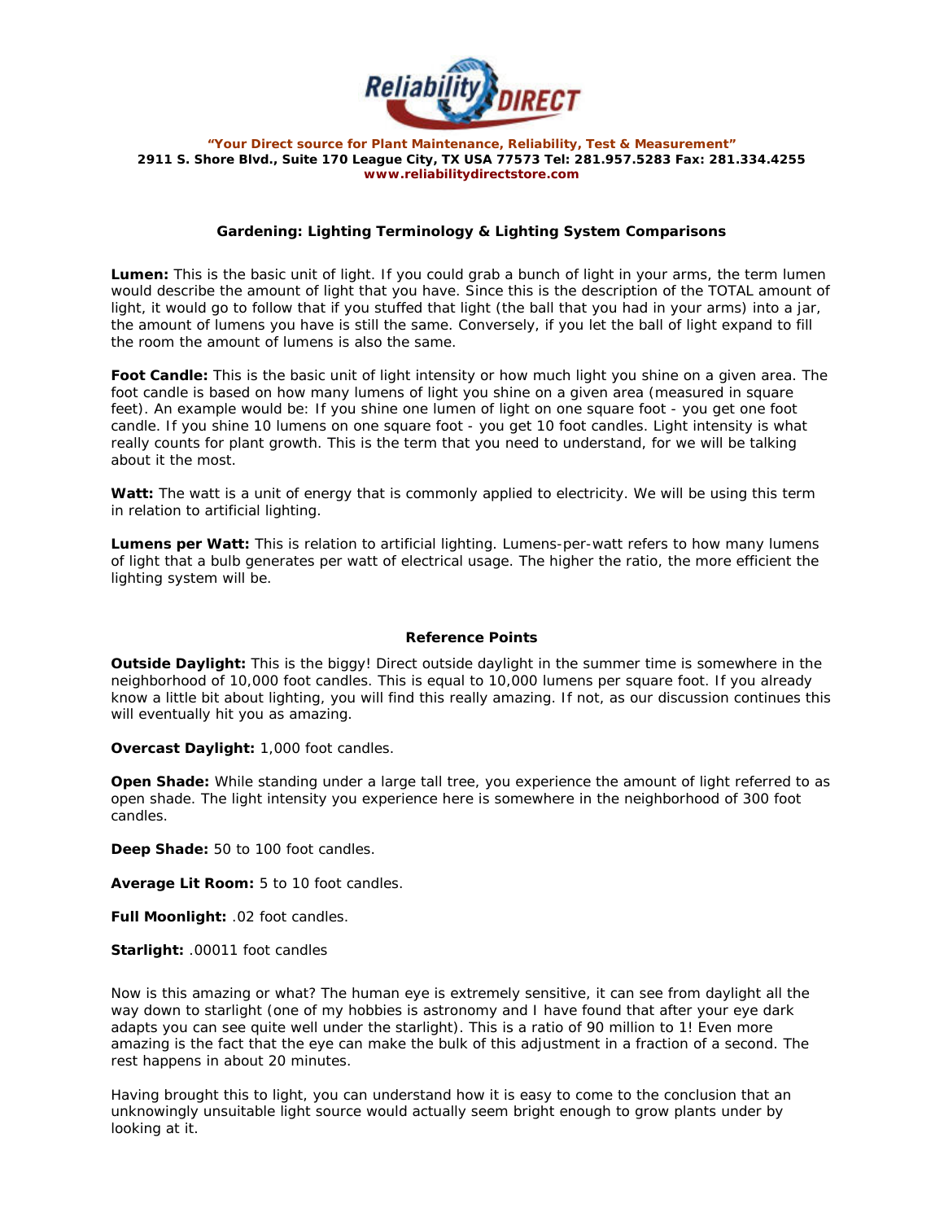**"Your Direct source for Plant Maintenance, Reliability, Test & Measurement"**
**2911 S. Shore Blvd., Suite 170 League City, TX USA 77573 Tel: 281.957.5283 Fax: 281.334.4255**
**www.reliabilitydirectstore.com**

## Gardening: Lighting Terminology & Lighting System Comparisons

**Lumen:** This is the basic unit of light. If you could grab a bunch of light in your arms, the term lumen would describe the amount of light that you have. Since this is the description of the TOTAL amount of light, it would go to follow that if you stuffed that light (the ball that you had in your arms) into a jar, the amount of lumens you have is still the same. Conversely, if you let the ball of light expand to fill the room the amount of lumens is also the same.

**Foot Candle:** This is the basic unit of light intensity or how much light you shine on a given area. The foot candle is based on how many lumens of light you shine on a given area (measured in square feet). An example would be: If you shine one lumen of light on one square foot - you get one foot candle. If you shine 10 lumens on one square foot - you get 10 foot candles. Light intensity is what really counts for plant growth. This is the term that you need to understand, for we will be talking about it the most.

**Watt:** The watt is a unit of energy that is commonly applied to electricity. We will be using this term in relation to artificial lighting.

**Lumens per Watt:** This is relation to artificial lighting. Lumens-per-watt refers to how many lumens of light that a bulb generates per watt of electrical usage. The higher the ratio, the more efficient the lighting system will be.

### Reference Points

**Outside Daylight:** This is the biggy! Direct outside daylight in the summer time is somewhere in the neighborhood of 10,000 foot candles. This is equal to 10,000 lumens per square foot. If you already know a little bit about lighting, you will find this really amazing. If not, as our discussion continues this will eventually hit you as amazing.

**Overcast Daylight:** 1,000 foot candles.

**Open Shade:** While standing under a large tall tree, you experience the amount of light referred to as open shade. The light intensity you experience here is somewhere in the neighborhood of 300 foot candles.

**Deep Shade:** 50 to 100 foot candles.

**Average Lit Room:** 5 to 10 foot candles.

**Full Moonlight:** .02 foot candles.

**Starlight:** .00011 foot candles

Now is this amazing or what? The human eye is extremely sensitive, it can see from daylight all the way down to starlight (one of my hobbies is astronomy and I have found that after your eye dark adapts you can see quite well under the starlight). This is a ratio of 90 million to 1! Even more amazing is the fact that the eye can make the bulk of this adjustment in a fraction of a second. The rest happens in about 20 minutes.

Having brought this to light, you can understand how it is easy to come to the conclusion that an unknowingly unsuitable light source would actually seem bright enough to grow plants under by looking at it.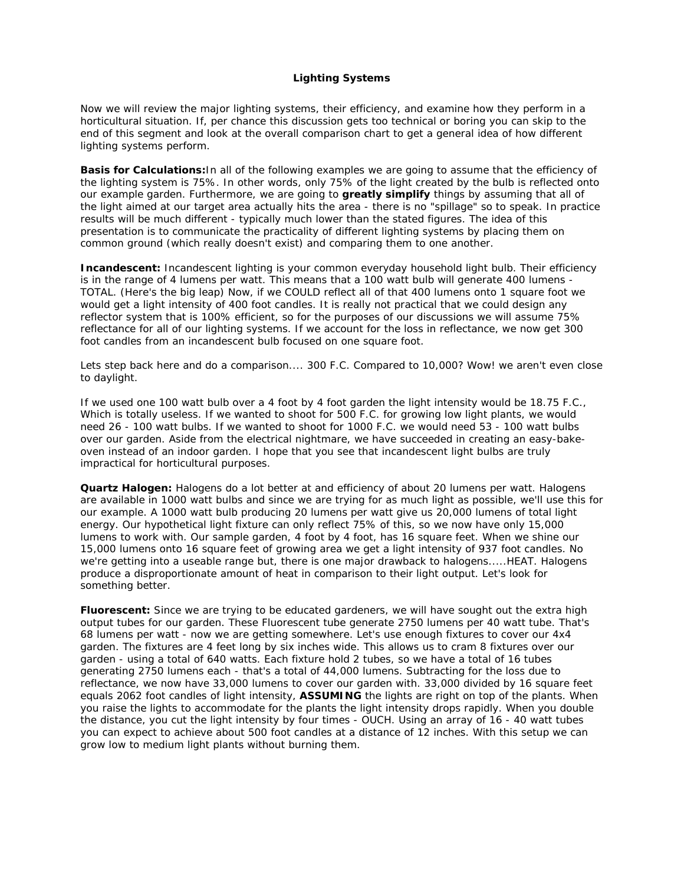**Lighting Systems**

Now we will review the major lighting systems, their efficiency, and examine how they perform in a horticultural situation. If, per chance this discussion gets too technical or boring you can skip to the end of this segment and look at the overall comparison chart to get a general idea of how different lighting systems perform.

**Basis for Calculations:**In all of the following examples we are going to assume that the efficiency of the lighting system is 75%. In other words, only 75% of the light created by the bulb is reflected onto our example garden. Furthermore, we are going to **greatly simplify** things by assuming that all of the light aimed at our target area actually hits the area - there is no "spillage" so to speak. In practice results will be much different - typically much lower than the stated figures. The idea of this presentation is to communicate the practicality of different lighting systems by placing them on common ground (which really doesn't exist) and comparing them to one another.

**Incandescent:** Incandescent lighting is your common everyday household light bulb. Their efficiency is in the range of 4 lumens per watt. This means that a 100 watt bulb will generate 400 lumens - TOTAL. (Here's the big leap) Now, if we COULD reflect all of that 400 lumens onto 1 square foot we would get a light intensity of 400 foot candles. It is really not practical that we could design any reflector system that is 100% efficient, so for the purposes of our discussions we will assume 75% reflectance for all of our lighting systems. If we account for the loss in reflectance, we now get 300 foot candles from an incandescent bulb focused on one square foot.

Lets step back here and do a comparison.... 300 F.C. Compared to 10,000? Wow! we aren't even close to daylight.

If we used one 100 watt bulb over a 4 foot by 4 foot garden the light intensity would be 18.75 F.C., Which is totally useless. If we wanted to shoot for 500 F.C. for growing low light plants, we would need 26 - 100 watt bulbs. If we wanted to shoot for 1000 F.C. we would need 53 - 100 watt bulbs over our garden. Aside from the electrical nightmare, we have succeeded in creating an easy-bake-oven instead of an indoor garden. I hope that you see that incandescent light bulbs are truly impractical for horticultural purposes.

**Quartz Halogen:** Halogens do a lot better at and efficiency of about 20 lumens per watt. Halogens are available in 1000 watt bulbs and since we are trying for as much light as possible, we'll use this for our example. A 1000 watt bulb producing 20 lumens per watt give us 20,000 lumens of total light energy. Our hypothetical light fixture can only reflect 75% of this, so we now have only 15,000 lumens to work with. Our sample garden, 4 foot by 4 foot, has 16 square feet. When we shine our 15,000 lumens onto 16 square feet of growing area we get a light intensity of 937 foot candles. No we're getting into a useable range but, there is one major drawback to halogens.....HEAT. Halogens produce a disproportionate amount of heat in comparison to their light output. Let's look for something better.

**Fluorescent:** Since we are trying to be educated gardeners, we will have sought out the extra high output tubes for our garden. These Fluorescent tube generate 2750 lumens per 40 watt tube. That's 68 lumens per watt - now we are getting somewhere. Let's use enough fixtures to cover our 4x4 garden. The fixtures are 4 feet long by six inches wide. This allows us to cram 8 fixtures over our garden - using a total of 640 watts. Each fixture hold 2 tubes, so we have a total of 16 tubes generating 2750 lumens each - that's a total of 44,000 lumens. Subtracting for the loss due to reflectance, we now have 33,000 lumens to cover our garden with. 33,000 divided by 16 square feet equals 2062 foot candles of light intensity, **ASSUMING** the lights are right on top of the plants. When you raise the lights to accommodate for the plants the light intensity drops rapidly. When you double the distance, you cut the light intensity by four times - OUCH. Using an array of 16 - 40 watt tubes you can expect to achieve about 500 foot candles at a distance of 12 inches. With this setup we can grow low to medium light plants without burning them.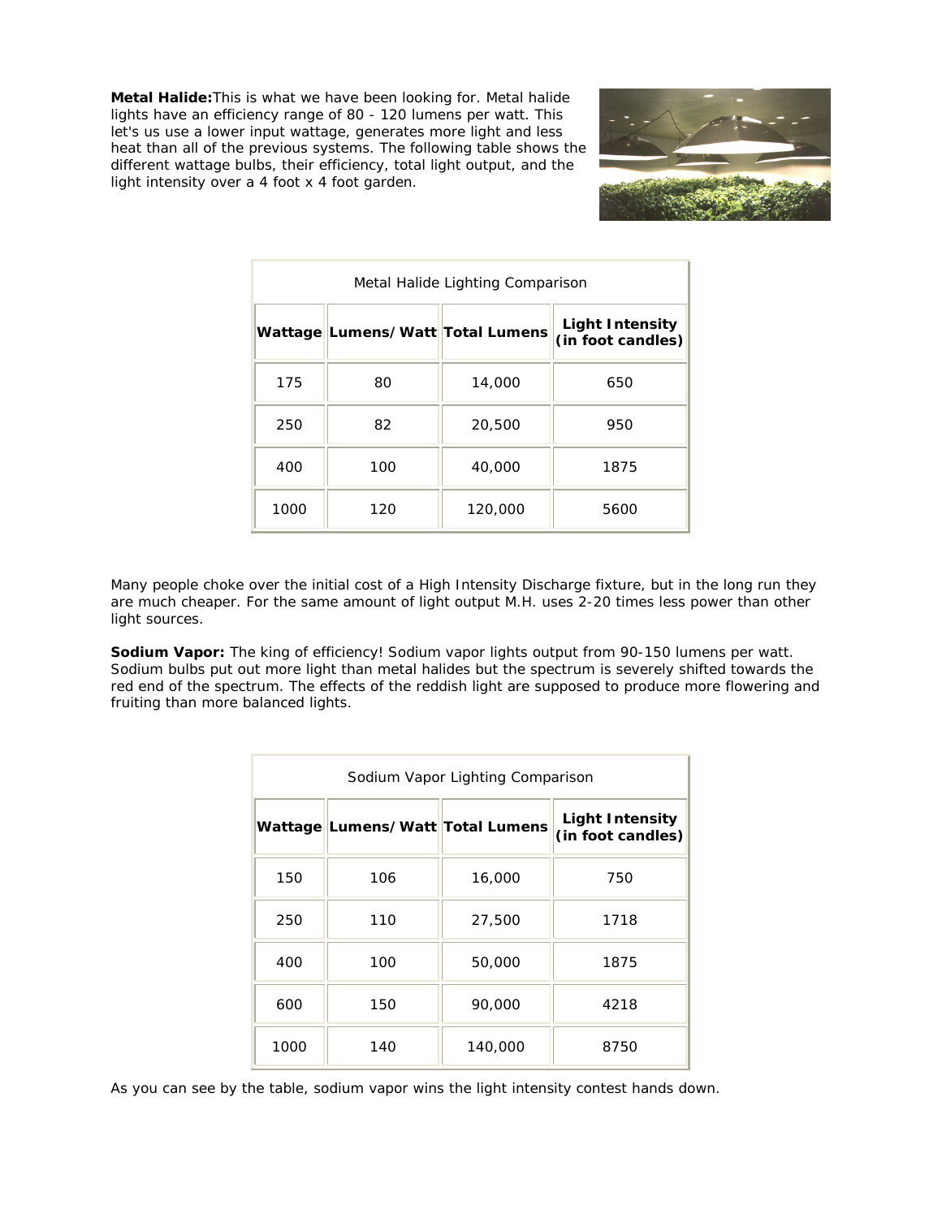**Metal Halide:** This is what we have been looking for. Metal halide lights have an efficiency range of 80 - 120 lumens per watt. This let's us use a lower input wattage, generates more light and less heat than all of the previous systems. The following table shows the different wattage bulbs, their efficiency, total light output, and the light intensity over a 4 foot x 4 foot garden.

Metal Halide Lighting Comparison

| Wattage | Lumens/Watt | Total Lumens | Light Intensity (in foot candles) |
|---|---|---|---|
| 175 | 80 | 14,000 | 650 |
| 250 | 82 | 20,500 | 950 |
| 400 | 100 | 40,000 | 1875 |
| 1000 | 120 | 120,000 | 5600 |

Many people choke over the initial cost of a High Intensity Discharge fixture, but in the long run they are much cheaper. For the same amount of light output M.H. uses 2-20 times less power than other light sources.

**Sodium Vapor:** The king of efficiency! Sodium vapor lights output from 90-150 lumens per watt. Sodium bulbs put out more light than metal halides but the spectrum is severely shifted towards the red end of the spectrum. The effects of the reddish light are supposed to produce more flowering and fruiting than more balanced lights.

Sodium Vapor Lighting Comparison

| Wattage | Lumens/Watt | Total Lumens | Light Intensity (in foot candles) |
|---|---|---|---|
| 150 | 106 | 16,000 | 750 |
| 250 | 110 | 27,500 | 1718 |
| 400 | 100 | 50,000 | 1875 |
| 600 | 150 | 90,000 | 4218 |
| 1000 | 140 | 140,000 | 8750 |

As you can see by the table, sodium vapor wins the light intensity contest hands down.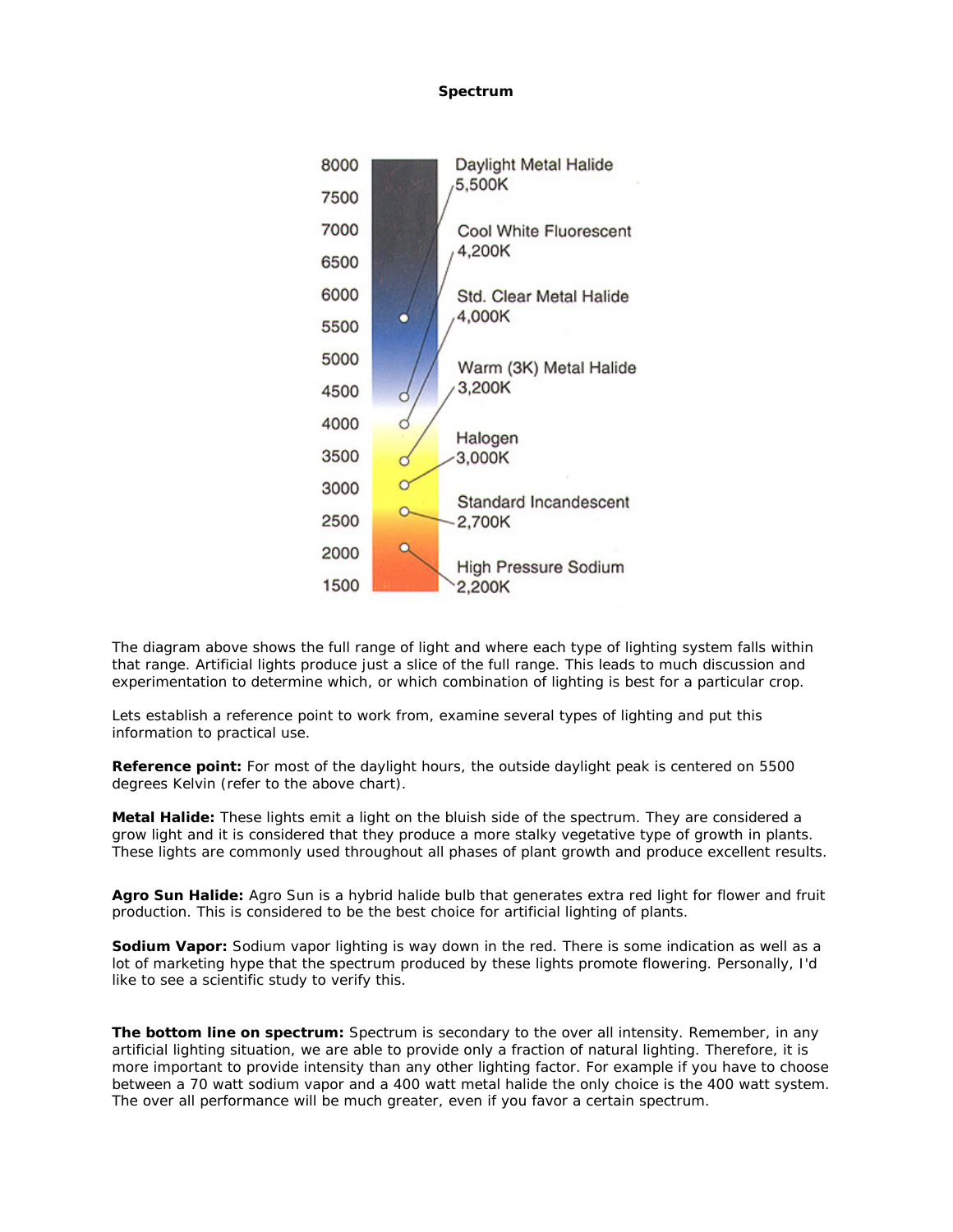**Spectrum**

8000
7500
7000
6500
6000
5500
5000
4500
4000
3500
3000
2500
2000
1500

Daylight Metal Halide
5,500K

Cool White Fluorescent
4,200K

Std. Clear Metal Halide
4,000K

Warm (3K) Metal Halide
3,200K

Halogen
3,000K

Standard Incandescent
2,700K

High Pressure Sodium
2,200K

The diagram above shows the full range of light and where each type of lighting system falls within that range. Artificial lights produce just a slice of the full range. This leads to much discussion and experimentation to determine which, or which combination of lighting is best for a particular crop.

Lets establish a reference point to work from, examine several types of lighting and put this information to practical use.

**Reference point:** For most of the daylight hours, the outside daylight peak is centered on 5500 degrees Kelvin (refer to the above chart).

**Metal Halide:** These lights emit a light on the bluish side of the spectrum. They are considered a grow light and it is considered that they produce a more stalky vegetative type of growth in plants. These lights are commonly used throughout all phases of plant growth and produce excellent results.

**Agro Sun Halide:** Agro Sun is a hybrid halide bulb that generates extra red light for flower and fruit production. This is considered to be the best choice for artificial lighting of plants.

**Sodium Vapor:** Sodium vapor lighting is way down in the red. There is some indication as well as a lot of marketing hype that the spectrum produced by these lights promote flowering. Personally, I'd like to see a scientific study to verify this.

**The bottom line on spectrum:** Spectrum is secondary to the over all intensity. Remember, in any artificial lighting situation, we are able to provide only a fraction of natural lighting. Therefore, it is more important to provide intensity than any other lighting factor. For example if you have to choose between a 70 watt sodium vapor and a 400 watt metal halide the only choice is the 400 watt system. The over all performance will be much greater, even if you favor a certain spectrum.